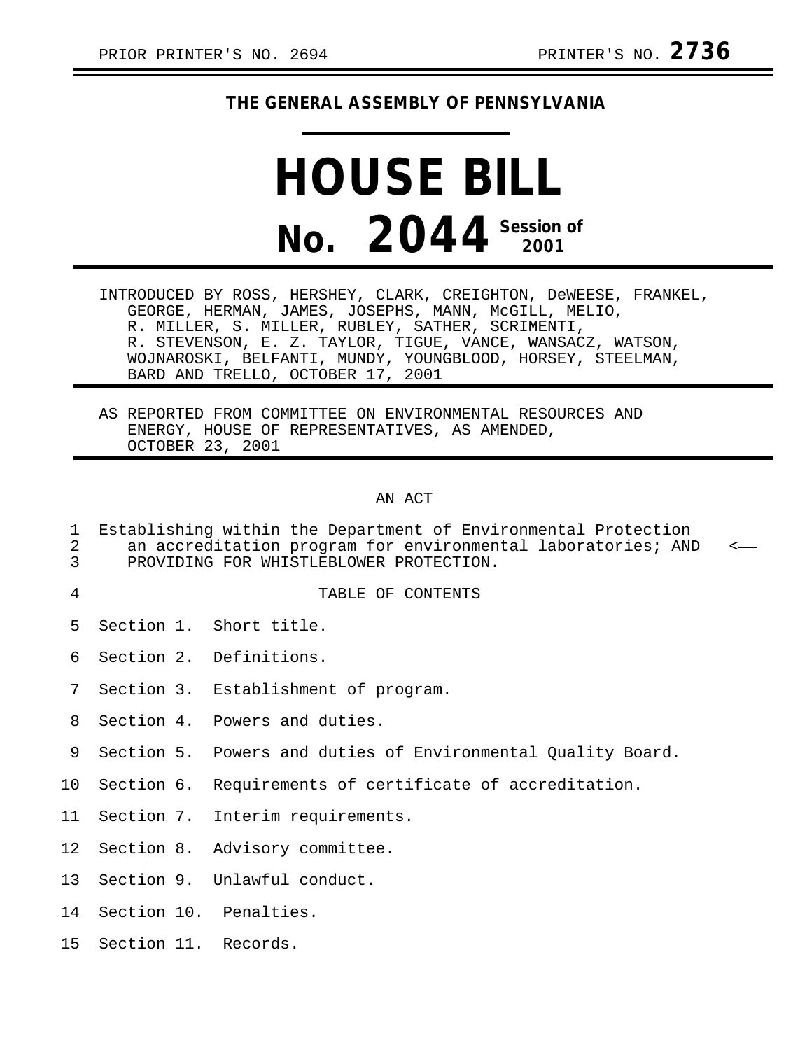PRIOR PRINTER'S NO. 2694 PRINTER'S NO. **2736**

**THE GENERAL ASSEMBLY OF PENNSYLVANIA**

# HOUSE BILL

# No. 2044 Session of 2001

INTRODUCED BY ROSS, HERSHEY, CLARK, CREIGHTON, DeWEESE, FRANKEL, GEORGE, HERMAN, JAMES, JOSEPHS, MANN, McGILL, MELIO, R. MILLER, S. MILLER, RUBLEY, SATHER, SCRIMENTI, R. STEVENSON, E. Z. TAYLOR, TIGUE, VANCE, WANSACZ, WATSON, WOJNAROSKI, BELFANTI, MUNDY, YOUNGBLOOD, HORSEY, STEELMAN, BARD AND TRELLO, OCTOBER 17, 2001

AS REPORTED FROM COMMITTEE ON ENVIRONMENTAL RESOURCES AND ENERGY, HOUSE OF REPRESENTATIVES, AS AMENDED, OCTOBER 23, 2001

AN ACT

1 Establishing within the Department of Environmental Protection
2 an accreditation program for environmental laboratories; AND <——
3 PROVIDING FOR WHISTLEBLOWER PROTECTION.

4 TABLE OF CONTENTS

5 Section 1. Short title.

6 Section 2. Definitions.

7 Section 3. Establishment of program.

8 Section 4. Powers and duties.

9 Section 5. Powers and duties of Environmental Quality Board.

10 Section 6. Requirements of certificate of accreditation.

11 Section 7. Interim requirements.

12 Section 8. Advisory committee.

13 Section 9. Unlawful conduct.

14 Section 10. Penalties.

15 Section 11. Records.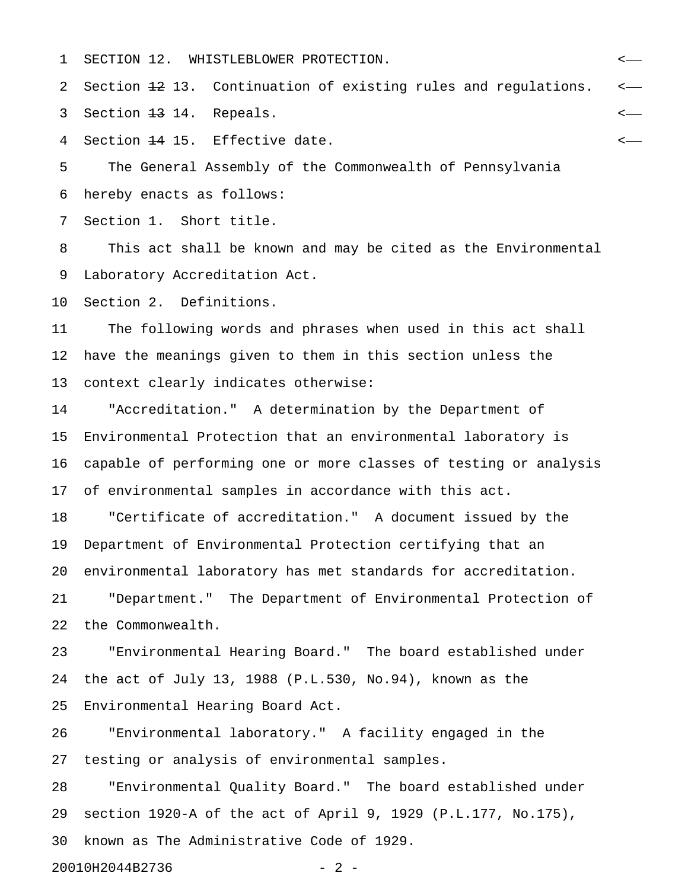SECTION 12. WHISTLEBLOWER PROTECTION.

Section ~~12~~ 13. Continuation of existing rules and regulations.

Section ~~13~~ 14. Repeals.

Section ~~14~~ 15. Effective date.

The General Assembly of the Commonwealth of Pennsylvania hereby enacts as follows:

Section 1. Short title.

This act shall be known and may be cited as the Environmental Laboratory Accreditation Act.

Section 2. Definitions.

The following words and phrases when used in this act shall have the meanings given to them in this section unless the context clearly indicates otherwise:

"Accreditation." A determination by the Department of Environmental Protection that an environmental laboratory is capable of performing one or more classes of testing or analysis of environmental samples in accordance with this act.

"Certificate of accreditation." A document issued by the Department of Environmental Protection certifying that an environmental laboratory has met standards for accreditation.

"Department." The Department of Environmental Protection of the Commonwealth.

"Environmental Hearing Board." The board established under the act of July 13, 1988 (P.L.530, No.94), known as the Environmental Hearing Board Act.

"Environmental laboratory." A facility engaged in the testing or analysis of environmental samples.

"Environmental Quality Board." The board established under section 1920-A of the act of April 9, 1929 (P.L.177, No.175), known as The Administrative Code of 1929.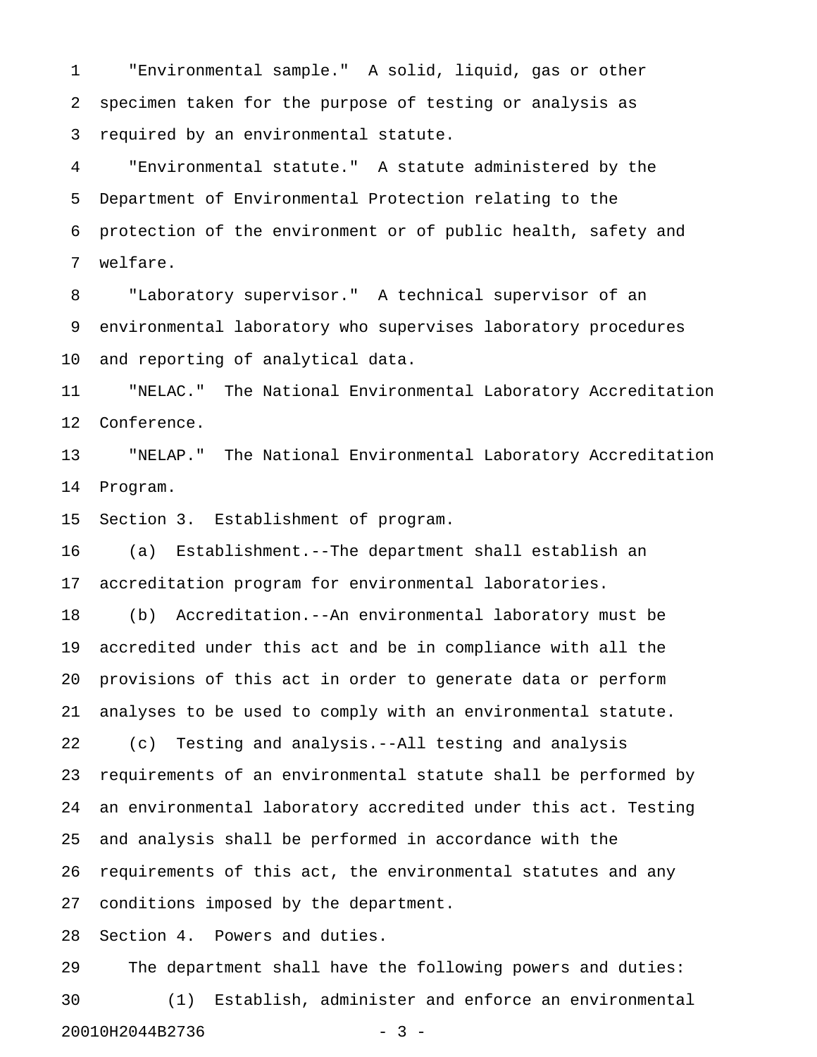"Environmental sample." A solid, liquid, gas or other specimen taken for the purpose of testing or analysis as required by an environmental statute.

"Environmental statute." A statute administered by the Department of Environmental Protection relating to the protection of the environment or of public health, safety and welfare.

"Laboratory supervisor." A technical supervisor of an environmental laboratory who supervises laboratory procedures and reporting of analytical data.

"NELAC." The National Environmental Laboratory Accreditation Conference.

"NELAP." The National Environmental Laboratory Accreditation Program.

Section 3. Establishment of program.

(a) Establishment.--The department shall establish an accreditation program for environmental laboratories.

(b) Accreditation.--An environmental laboratory must be accredited under this act and be in compliance with all the provisions of this act in order to generate data or perform analyses to be used to comply with an environmental statute.

(c) Testing and analysis.--All testing and analysis requirements of an environmental statute shall be performed by an environmental laboratory accredited under this act. Testing and analysis shall be performed in accordance with the requirements of this act, the environmental statutes and any conditions imposed by the department.

Section 4. Powers and duties.

The department shall have the following powers and duties:

(1) Establish, administer and enforce an environmental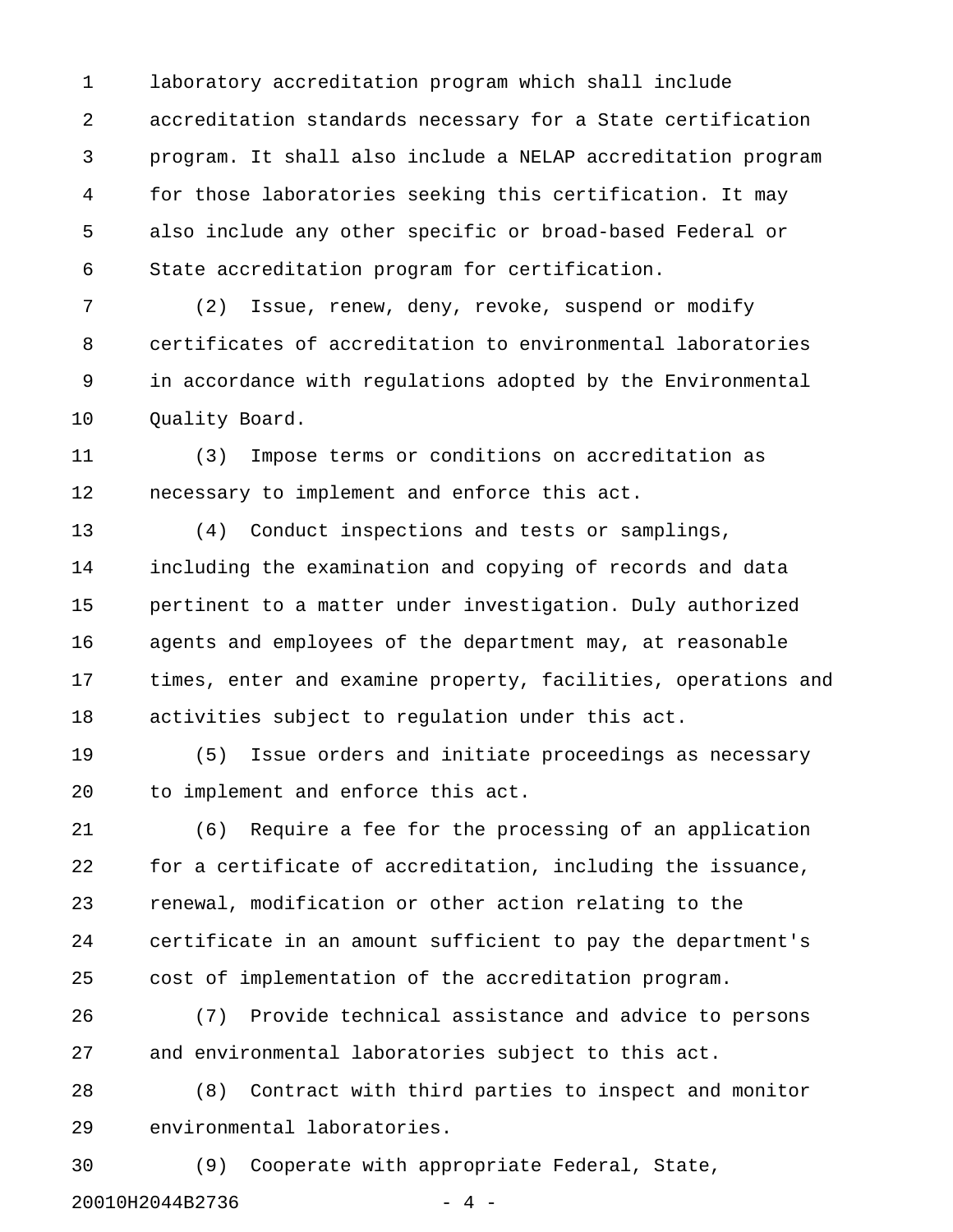laboratory accreditation program which shall include accreditation standards necessary for a State certification program. It shall also include a NELAP accreditation program for those laboratories seeking this certification. It may also include any other specific or broad-based Federal or State accreditation program for certification.

(2) Issue, renew, deny, revoke, suspend or modify certificates of accreditation to environmental laboratories in accordance with regulations adopted by the Environmental Quality Board.

(3) Impose terms or conditions on accreditation as necessary to implement and enforce this act.

(4) Conduct inspections and tests or samplings, including the examination and copying of records and data pertinent to a matter under investigation. Duly authorized agents and employees of the department may, at reasonable times, enter and examine property, facilities, operations and activities subject to regulation under this act.

(5) Issue orders and initiate proceedings as necessary to implement and enforce this act.

(6) Require a fee for the processing of an application for a certificate of accreditation, including the issuance, renewal, modification or other action relating to the certificate in an amount sufficient to pay the department's cost of implementation of the accreditation program.

(7) Provide technical assistance and advice to persons and environmental laboratories subject to this act.

(8) Contract with third parties to inspect and monitor environmental laboratories.

(9) Cooperate with appropriate Federal, State,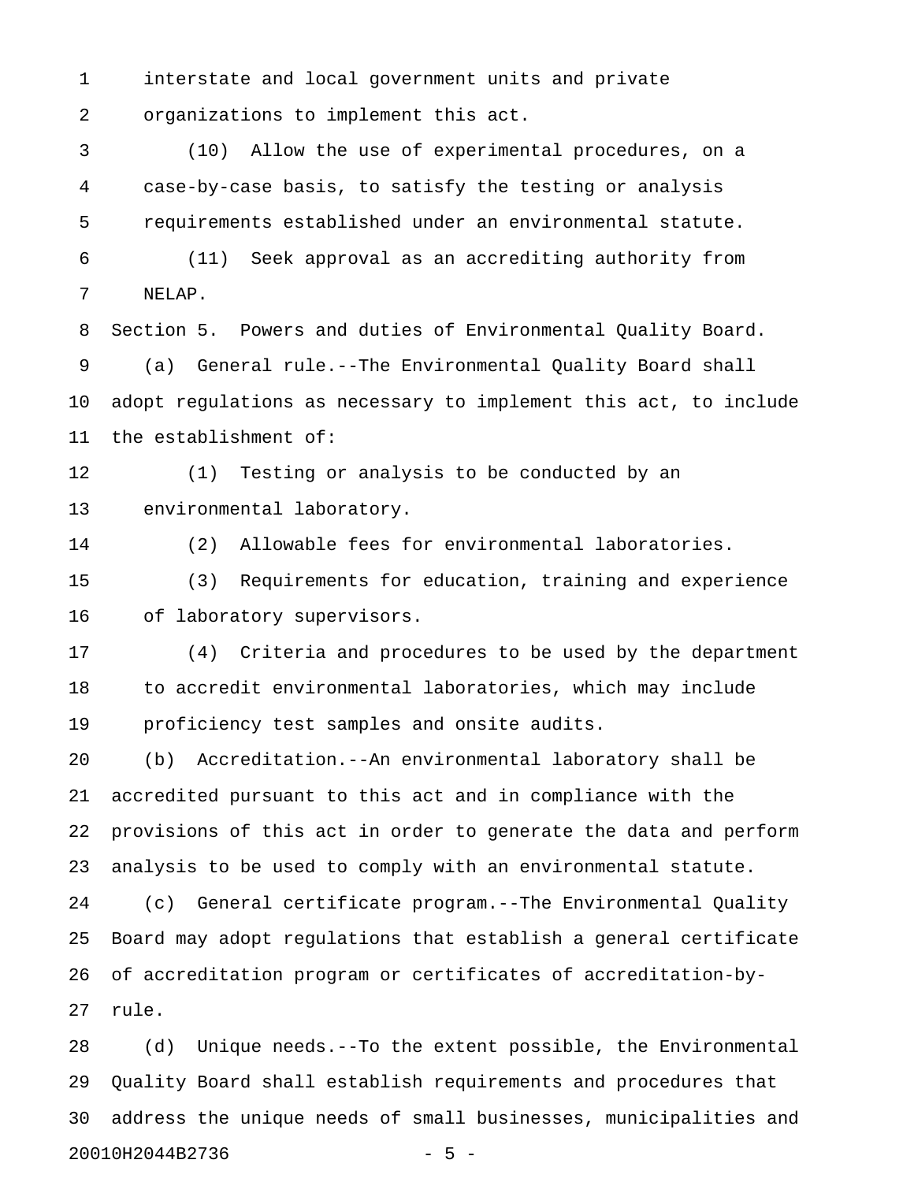interstate and local government units and private organizations to implement this act.

(10) Allow the use of experimental procedures, on a case-by-case basis, to satisfy the testing or analysis requirements established under an environmental statute.

(11) Seek approval as an accrediting authority from NELAP.

Section 5. Powers and duties of Environmental Quality Board.

(a) General rule.--The Environmental Quality Board shall adopt regulations as necessary to implement this act, to include the establishment of:

(1) Testing or analysis to be conducted by an environmental laboratory.

(2) Allowable fees for environmental laboratories.

(3) Requirements for education, training and experience of laboratory supervisors.

(4) Criteria and procedures to be used by the department to accredit environmental laboratories, which may include proficiency test samples and onsite audits.

(b) Accreditation.--An environmental laboratory shall be accredited pursuant to this act and in compliance with the provisions of this act in order to generate the data and perform analysis to be used to comply with an environmental statute.

(c) General certificate program.--The Environmental Quality Board may adopt regulations that establish a general certificate of accreditation program or certificates of accreditation-by-rule.

(d) Unique needs.--To the extent possible, the Environmental Quality Board shall establish requirements and procedures that address the unique needs of small businesses, municipalities and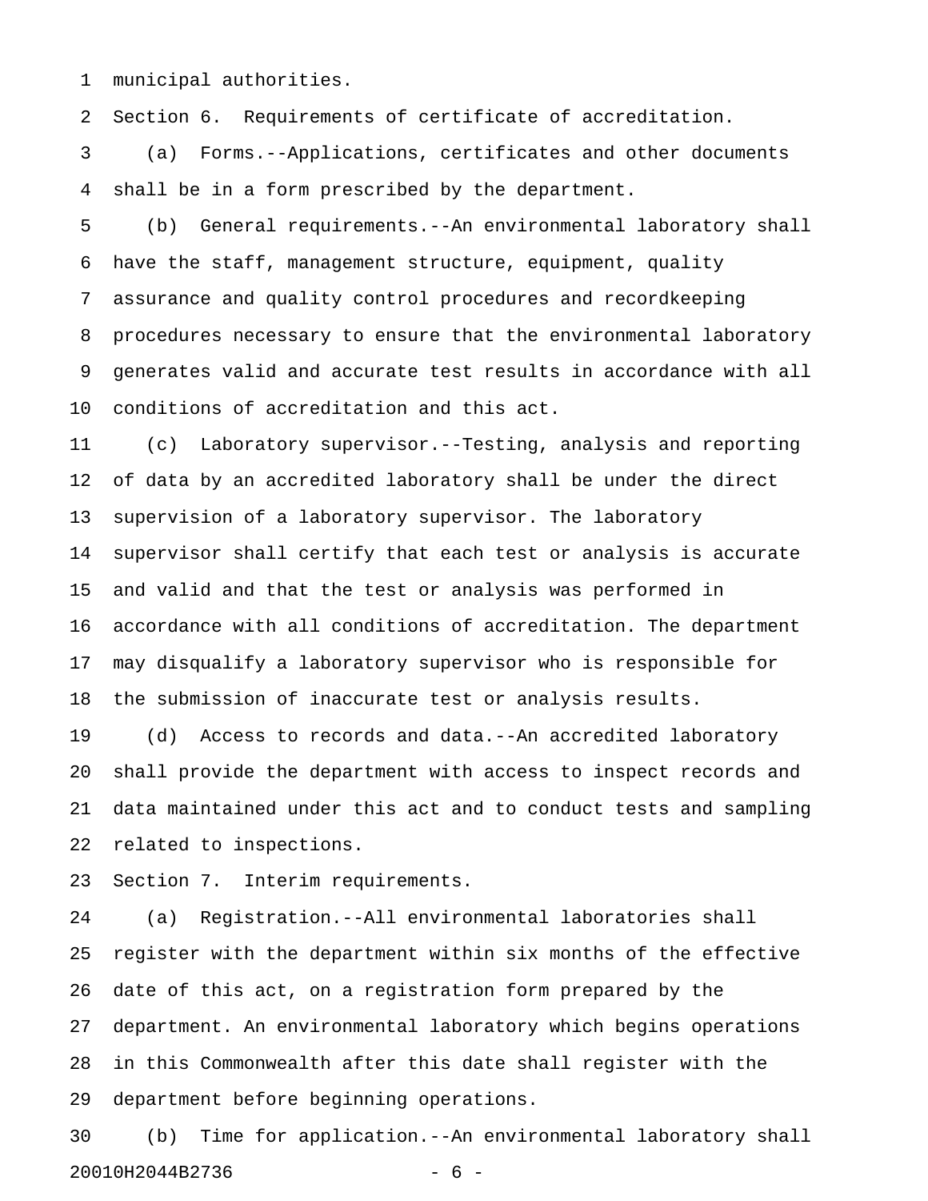municipal authorities.

Section 6. Requirements of certificate of accreditation.

(a) Forms.--Applications, certificates and other documents shall be in a form prescribed by the department.

(b) General requirements.--An environmental laboratory shall have the staff, management structure, equipment, quality assurance and quality control procedures and recordkeeping procedures necessary to ensure that the environmental laboratory generates valid and accurate test results in accordance with all conditions of accreditation and this act.

(c) Laboratory supervisor.--Testing, analysis and reporting of data by an accredited laboratory shall be under the direct supervision of a laboratory supervisor. The laboratory supervisor shall certify that each test or analysis is accurate and valid and that the test or analysis was performed in accordance with all conditions of accreditation. The department may disqualify a laboratory supervisor who is responsible for the submission of inaccurate test or analysis results.

(d) Access to records and data.--An accredited laboratory shall provide the department with access to inspect records and data maintained under this act and to conduct tests and sampling related to inspections.

Section 7. Interim requirements.

(a) Registration.--All environmental laboratories shall register with the department within six months of the effective date of this act, on a registration form prepared by the department. An environmental laboratory which begins operations in this Commonwealth after this date shall register with the department before beginning operations.

(b) Time for application.--An environmental laboratory shall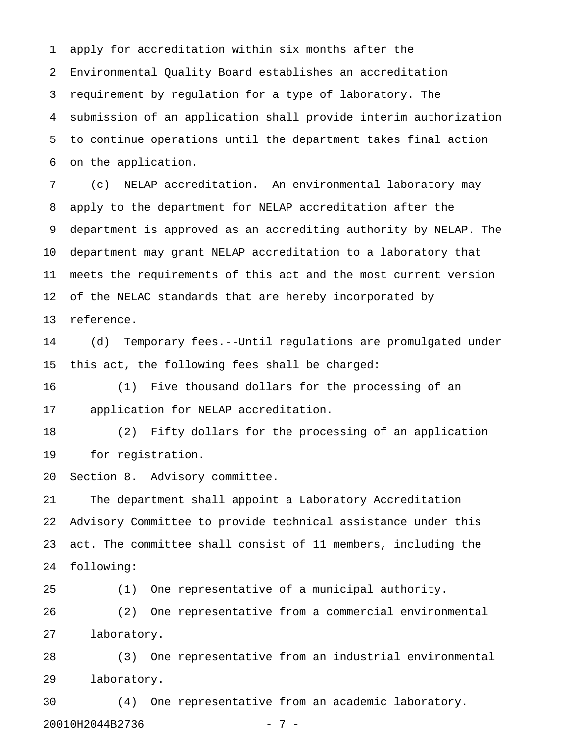apply for accreditation within six months after the Environmental Quality Board establishes an accreditation requirement by regulation for a type of laboratory. The submission of an application shall provide interim authorization to continue operations until the department takes final action on the application.

(c) NELAP accreditation.--An environmental laboratory may apply to the department for NELAP accreditation after the department is approved as an accrediting authority by NELAP. The department may grant NELAP accreditation to a laboratory that meets the requirements of this act and the most current version of the NELAC standards that are hereby incorporated by reference.

(d) Temporary fees.--Until regulations are promulgated under this act, the following fees shall be charged:

(1) Five thousand dollars for the processing of an application for NELAP accreditation.

(2) Fifty dollars for the processing of an application for registration.

Section 8. Advisory committee.

The department shall appoint a Laboratory Accreditation Advisory Committee to provide technical assistance under this act. The committee shall consist of 11 members, including the following:

(1) One representative of a municipal authority.

(2) One representative from a commercial environmental laboratory.

(3) One representative from an industrial environmental laboratory.

(4) One representative from an academic laboratory.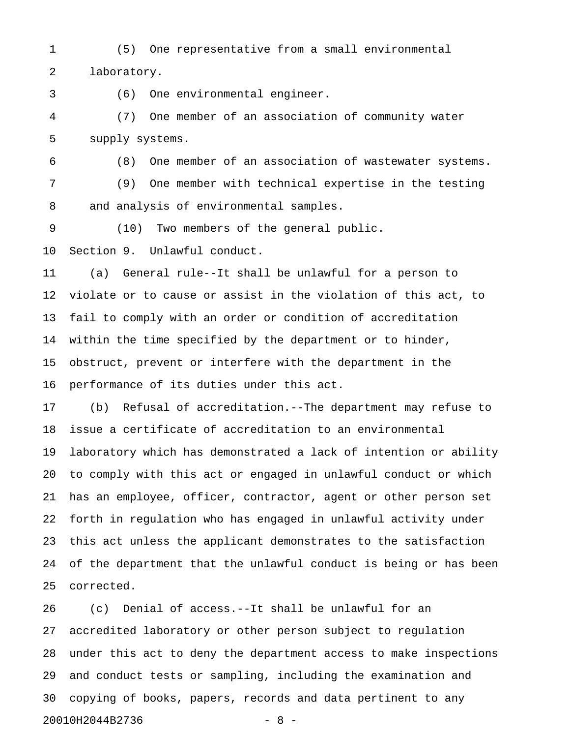(5) One representative from a small environmental laboratory.

(6) One environmental engineer.

(7) One member of an association of community water supply systems.

(8) One member of an association of wastewater systems.

(9) One member with technical expertise in the testing and analysis of environmental samples.

(10) Two members of the general public.

Section 9. Unlawful conduct.

(a) General rule--It shall be unlawful for a person to violate or to cause or assist in the violation of this act, to fail to comply with an order or condition of accreditation within the time specified by the department or to hinder, obstruct, prevent or interfere with the department in the performance of its duties under this act.

(b) Refusal of accreditation.--The department may refuse to issue a certificate of accreditation to an environmental laboratory which has demonstrated a lack of intention or ability to comply with this act or engaged in unlawful conduct or which has an employee, officer, contractor, agent or other person set forth in regulation who has engaged in unlawful activity under this act unless the applicant demonstrates to the satisfaction of the department that the unlawful conduct is being or has been corrected.

(c) Denial of access.--It shall be unlawful for an accredited laboratory or other person subject to regulation under this act to deny the department access to make inspections and conduct tests or sampling, including the examination and copying of books, papers, records and data pertinent to any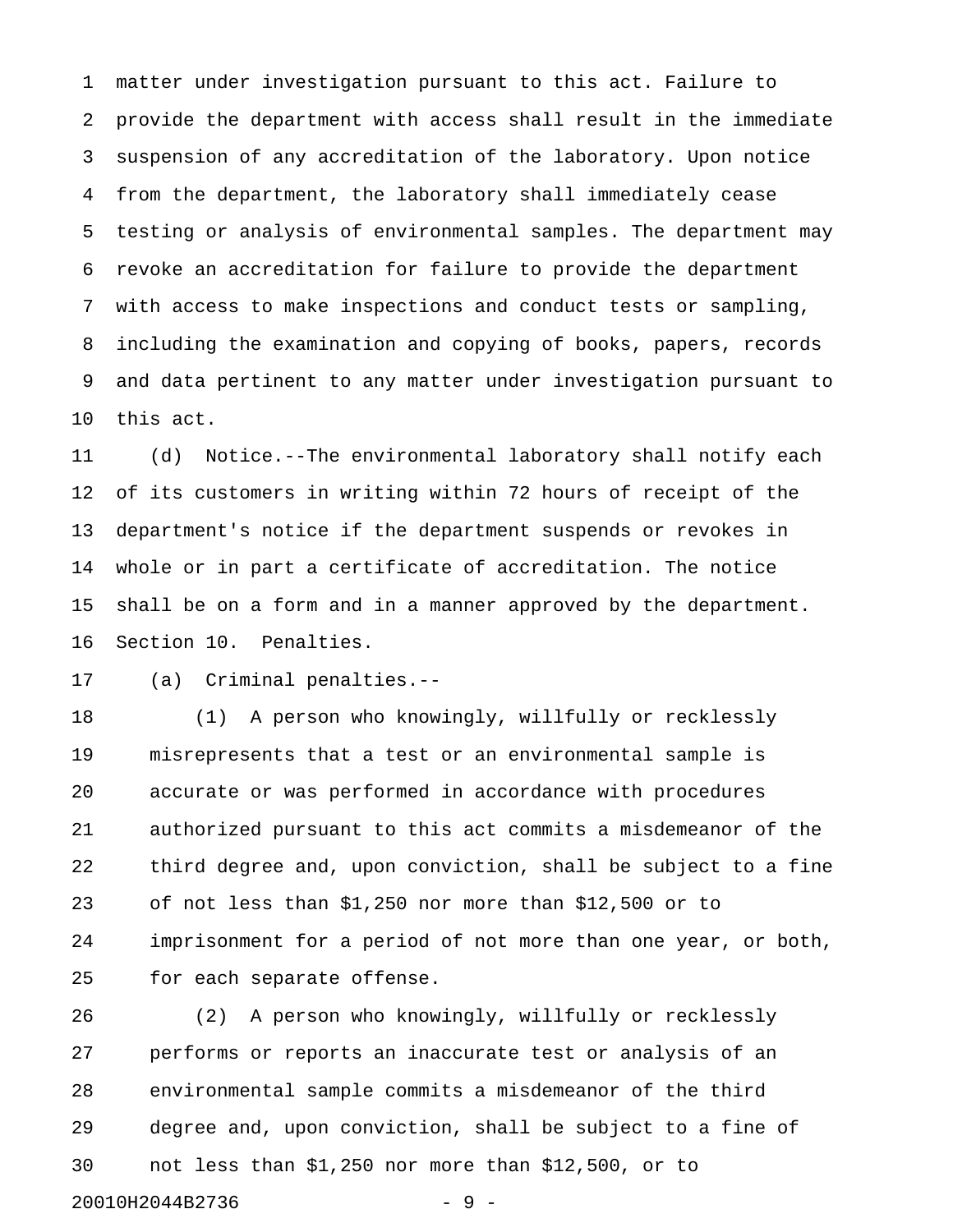matter under investigation pursuant to this act. Failure to provide the department with access shall result in the immediate suspension of any accreditation of the laboratory. Upon notice from the department, the laboratory shall immediately cease testing or analysis of environmental samples. The department may revoke an accreditation for failure to provide the department with access to make inspections and conduct tests or sampling, including the examination and copying of books, papers, records and data pertinent to any matter under investigation pursuant to this act.

(d) Notice.--The environmental laboratory shall notify each of its customers in writing within 72 hours of receipt of the department's notice if the department suspends or revokes in whole or in part a certificate of accreditation. The notice shall be on a form and in a manner approved by the department.

Section 10. Penalties.

(a) Criminal penalties.--

(1) A person who knowingly, willfully or recklessly misrepresents that a test or an environmental sample is accurate or was performed in accordance with procedures authorized pursuant to this act commits a misdemeanor of the third degree and, upon conviction, shall be subject to a fine of not less than $1,250 nor more than $12,500 or to imprisonment for a period of not more than one year, or both, for each separate offense.

(2) A person who knowingly, willfully or recklessly performs or reports an inaccurate test or analysis of an environmental sample commits a misdemeanor of the third degree and, upon conviction, shall be subject to a fine of not less than $1,250 nor more than $12,500, or to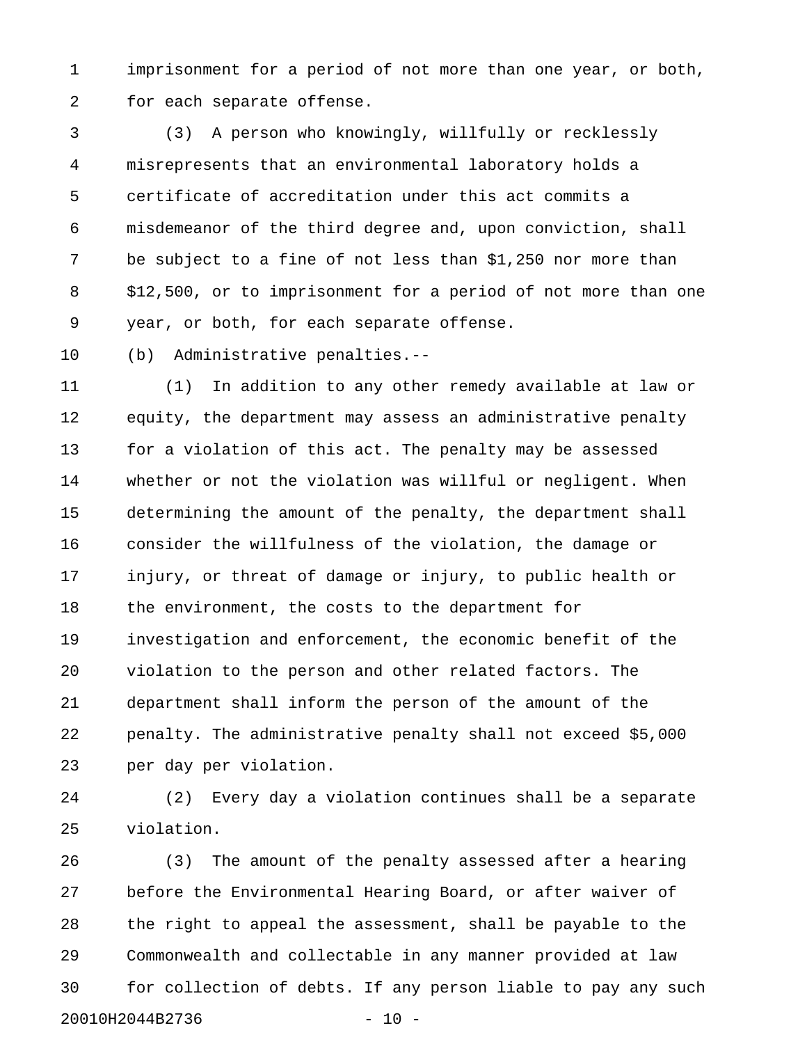imprisonment for a period of not more than one year, or both, for each separate offense.

(3) A person who knowingly, willfully or recklessly misrepresents that an environmental laboratory holds a certificate of accreditation under this act commits a misdemeanor of the third degree and, upon conviction, shall be subject to a fine of not less than $1,250 nor more than $12,500, or to imprisonment for a period of not more than one year, or both, for each separate offense.

(b) Administrative penalties.--

(1) In addition to any other remedy available at law or equity, the department may assess an administrative penalty for a violation of this act. The penalty may be assessed whether or not the violation was willful or negligent. When determining the amount of the penalty, the department shall consider the willfulness of the violation, the damage or injury, or threat of damage or injury, to public health or the environment, the costs to the department for investigation and enforcement, the economic benefit of the violation to the person and other related factors. The department shall inform the person of the amount of the penalty. The administrative penalty shall not exceed $5,000 per day per violation.

(2) Every day a violation continues shall be a separate violation.

(3) The amount of the penalty assessed after a hearing before the Environmental Hearing Board, or after waiver of the right to appeal the assessment, shall be payable to the Commonwealth and collectable in any manner provided at law for collection of debts. If any person liable to pay any such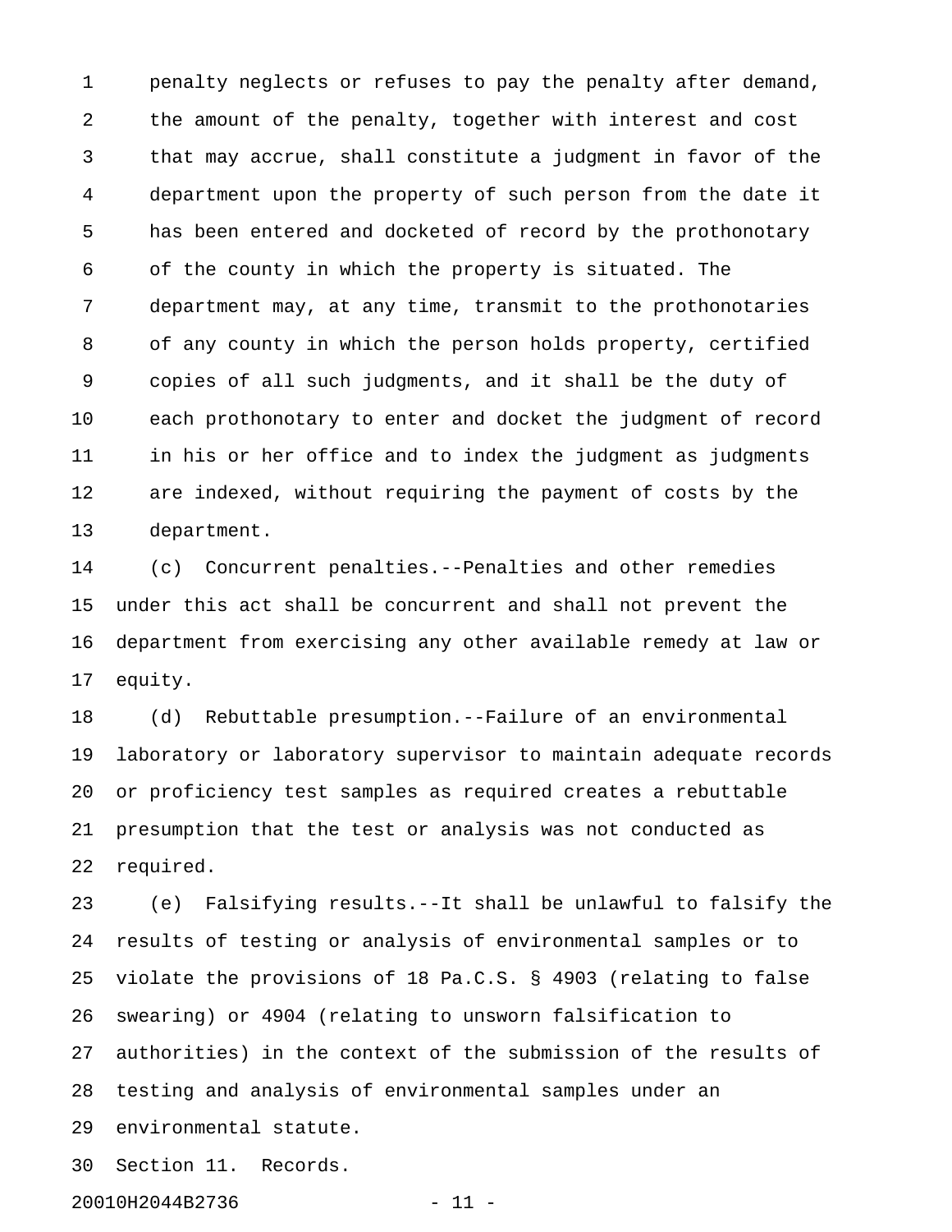penalty neglects or refuses to pay the penalty after demand, the amount of the penalty, together with interest and cost that may accrue, shall constitute a judgment in favor of the department upon the property of such person from the date it has been entered and docketed of record by the prothonotary of the county in which the property is situated. The department may, at any time, transmit to the prothonotaries of any county in which the person holds property, certified copies of all such judgments, and it shall be the duty of each prothonotary to enter and docket the judgment of record in his or her office and to index the judgment as judgments are indexed, without requiring the payment of costs by the department.

(c) Concurrent penalties.--Penalties and other remedies under this act shall be concurrent and shall not prevent the department from exercising any other available remedy at law or equity.

(d) Rebuttable presumption.--Failure of an environmental laboratory or laboratory supervisor to maintain adequate records or proficiency test samples as required creates a rebuttable presumption that the test or analysis was not conducted as required.

(e) Falsifying results.--It shall be unlawful to falsify the results of testing or analysis of environmental samples or to violate the provisions of 18 Pa.C.S. § 4903 (relating to false swearing) or 4904 (relating to unsworn falsification to authorities) in the context of the submission of the results of testing and analysis of environmental samples under an environmental statute.

Section 11. Records.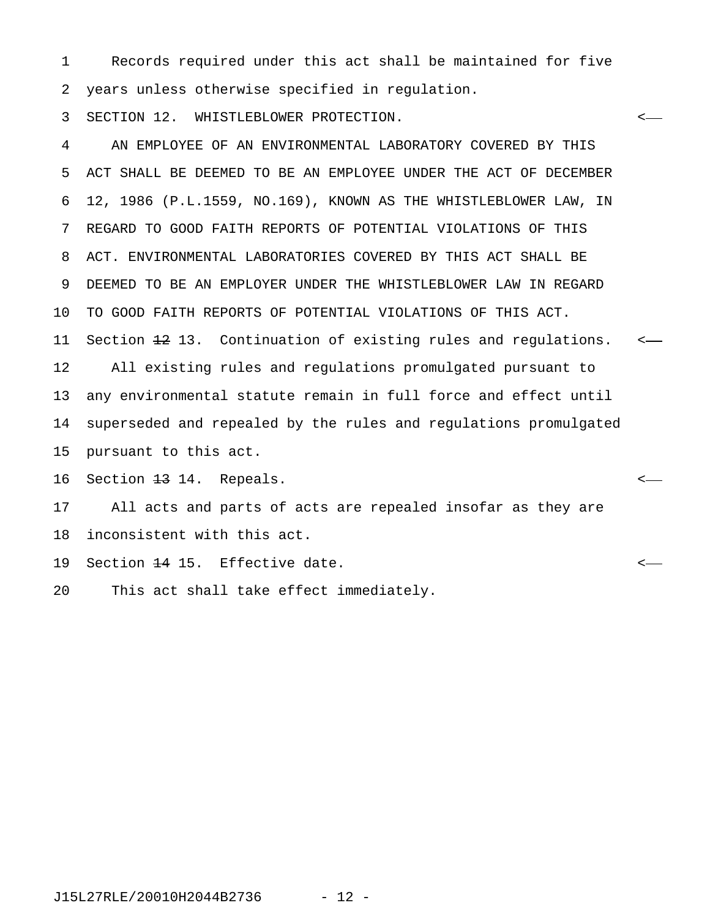Records required under this act shall be maintained for five years unless otherwise specified in regulation.

SECTION 12. WHISTLEBLOWER PROTECTION.

AN EMPLOYEE OF AN ENVIRONMENTAL LABORATORY COVERED BY THIS ACT SHALL BE DEEMED TO BE AN EMPLOYEE UNDER THE ACT OF DECEMBER 12, 1986 (P.L.1559, NO.169), KNOWN AS THE WHISTLEBLOWER LAW, IN REGARD TO GOOD FAITH REPORTS OF POTENTIAL VIOLATIONS OF THIS ACT. ENVIRONMENTAL LABORATORIES COVERED BY THIS ACT SHALL BE DEEMED TO BE AN EMPLOYER UNDER THE WHISTLEBLOWER LAW IN REGARD TO GOOD FAITH REPORTS OF POTENTIAL VIOLATIONS OF THIS ACT.

Section ~~12~~ 13. Continuation of existing rules and regulations.

All existing rules and regulations promulgated pursuant to any environmental statute remain in full force and effect until superseded and repealed by the rules and regulations promulgated pursuant to this act.

Section ~~13~~ 14. Repeals.

All acts and parts of acts are repealed insofar as they are inconsistent with this act.

Section ~~14~~ 15. Effective date.

This act shall take effect immediately.